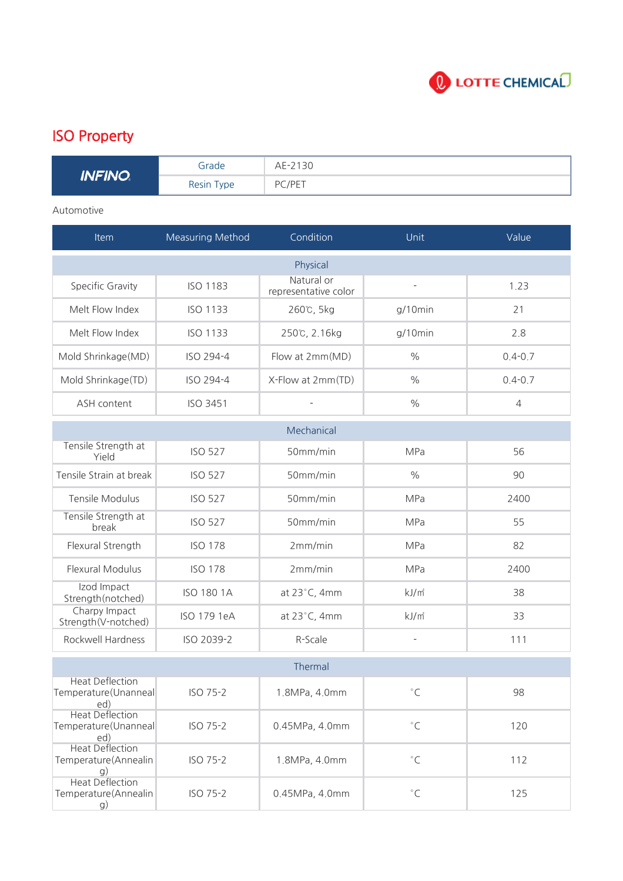# ISO Property

| INFINO | Grade | AE-2130 |
|---|---|---|
| | Resin Type | PC/PET |

Automotive

| Item | Measuring Method | Condition | Unit | Value |
|---|---|---|---|---|
| Physical | | | | |
| Specific Gravity | ISO 1183 | Natural or representative color | - | 1.23 |
| Melt Flow Index | ISO 1133 | 260℃, 5kg | g/10min | 21 |
| Melt Flow Index | ISO 1133 | 250℃, 2.16kg | g/10min | 2.8 |
| Mold Shrinkage(MD) | ISO 294-4 | Flow at 2mm(MD) | % | 0.4-0.7 |
| Mold Shrinkage(TD) | ISO 294-4 | X-Flow at 2mm(TD) | % | 0.4-0.7 |
| ASH content | ISO 3451 | - | % | 4 |
| Mechanical | | | | |
| Tensile Strength at Yield | ISO 527 | 50mm/min | MPa | 56 |
| Tensile Strain at break | ISO 527 | 50mm/min | % | 90 |
| Tensile Modulus | ISO 527 | 50mm/min | MPa | 2400 |
| Tensile Strength at break | ISO 527 | 50mm/min | MPa | 55 |
| Flexural Strength | ISO 178 | 2mm/min | MPa | 82 |
| Flexural Modulus | ISO 178 | 2mm/min | MPa | 2400 |
| Izod Impact Strength(notched) | ISO 180 1A | at 23°C, 4mm | kJ/㎡ | 38 |
| Charpy Impact Strength(V-notched) | ISO 179 1eA | at 23°C, 4mm | kJ/㎡ | 33 |
| Rockwell Hardness | ISO 2039-2 | R-Scale | - | 111 |
| Thermal | | | | |
| Heat Deflection Temperature(Unannealed) | ISO 75-2 | 1.8MPa, 4.0mm | °C | 98 |
| Heat Deflection Temperature(Unannealed) | ISO 75-2 | 0.45MPa, 4.0mm | °C | 120 |
| Heat Deflection Temperature(Annealing) | ISO 75-2 | 1.8MPa, 4.0mm | °C | 112 |
| Heat Deflection Temperature(Annealing) | ISO 75-2 | 0.45MPa, 4.0mm | °C | 125 |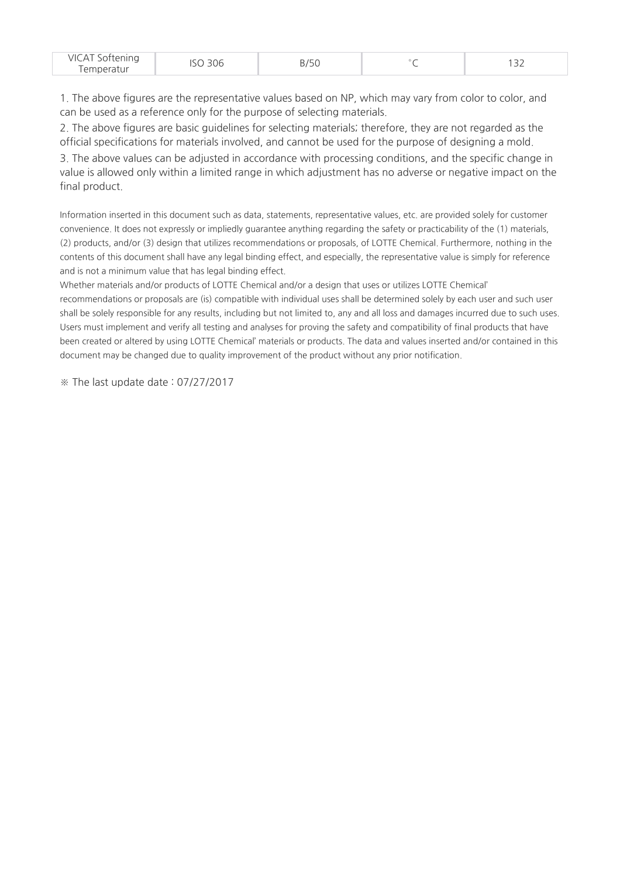| | | | | |
|---|---|---|---|---|
| VICAT Softening Temperatur | ISO 306 | B/50 | °C | 132 |

1. The above figures are the representative values based on NP, which may vary from color to color, and can be used as a reference only for the purpose of selecting materials.
2. The above figures are basic guidelines for selecting materials; therefore, they are not regarded as the official specifications for materials involved, and cannot be used for the purpose of designing a mold.
3. The above values can be adjusted in accordance with processing conditions, and the specific change in value is allowed only within a limited range in which adjustment has no adverse or negative impact on the final product.

Information inserted in this document such as data, statements, representative values, etc. are provided solely for customer convenience. It does not expressly or impliedly guarantee anything regarding the safety or practicability of the (1) materials, (2) products, and/or (3) design that utilizes recommendations or proposals, of LOTTE Chemical. Furthermore, nothing in the contents of this document shall have any legal binding effect, and especially, the representative value is simply for reference and is not a minimum value that has legal binding effect.
Whether materials and/or products of LOTTE Chemical and/or a design that uses or utilizes LOTTE Chemical' recommendations or proposals are (is) compatible with individual uses shall be determined solely by each user and such user shall be solely responsible for any results, including but not limited to, any and all loss and damages incurred due to such uses. Users must implement and verify all testing and analyses for proving the safety and compatibility of final products that have been created or altered by using LOTTE Chemical' materials or products. The data and values inserted and/or contained in this document may be changed due to quality improvement of the product without any prior notification.

※ The last update date : 07/27/2017